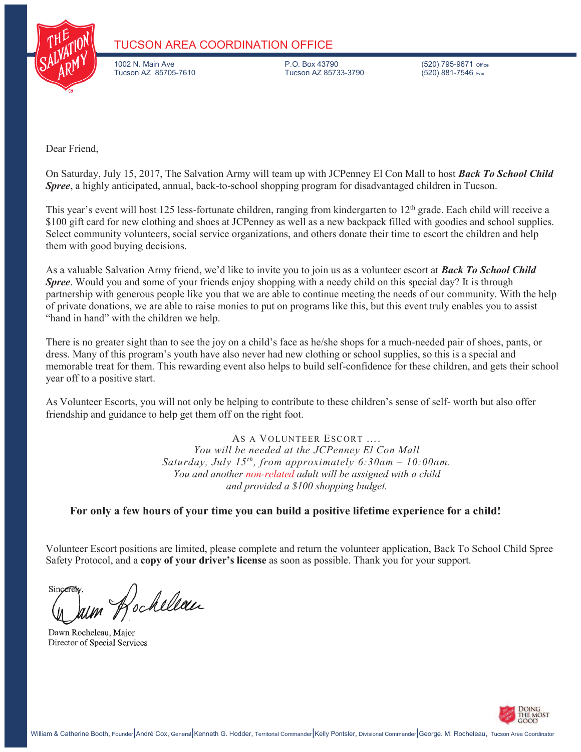# TUCSON AREA COORDINATION OFFICE

1002 N. Main Ave
Tucson AZ 85705-7610

P.O. Box 43790
Tucson AZ 85733-3790

(520) 795-9671 Office
(520) 881-7546 Fax

Dear Friend,

On Saturday, July 15, 2017, The Salvation Army will team up with JCPenney El Con Mall to host ***Back To School Child Spree***, a highly anticipated, annual, back-to-school shopping program for disadvantaged children in Tucson.

This year's event will host 125 less-fortunate children, ranging from kindergarten to 12th grade. Each child will receive a $100 gift card for new clothing and shoes at JCPenney as well as a new backpack filled with goodies and school supplies. Select community volunteers, social service organizations, and others donate their time to escort the children and help them with good buying decisions.

As a valuable Salvation Army friend, we'd like to invite you to join us as a volunteer escort at ***Back To School Child Spree***. Would you and some of your friends enjoy shopping with a needy child on this special day? It is through partnership with generous people like you that we are able to continue meeting the needs of our community. With the help of private donations, we are able to raise monies to put on programs like this, but this event truly enables you to assist "hand in hand" with the children we help.

There is no greater sight than to see the joy on a child's face as he/she shops for a much-needed pair of shoes, pants, or dress. Many of this program's youth have also never had new clothing or school supplies, so this is a special and memorable treat for them. This rewarding event also helps to build self-confidence for these children, and gets their school year off to a positive start.

As Volunteer Escorts, you will not only be helping to contribute to these children's sense of self- worth but also offer friendship and guidance to help get them off on the right foot.

AS A VOLUNTEER ESCORT ....
*You will be needed at the JCPenney El Con Mall*
*Saturday, July 15th, from approximately 6:30am – 10:00am.*
*You and another non-related adult will be assigned with a child*
*and provided a $100 shopping budget.*

**For only a few hours of your time you can build a positive lifetime experience for a child!**

Volunteer Escort positions are limited, please complete and return the volunteer application, Back To School Child Spree Safety Protocol, and a **copy of your driver's license** as soon as possible. Thank you for your support.

Sincerely,

Dawn Rocheleau, Major
Director of Special Services

DOING THE MOST GOOD

William & Catherine Booth, Founder | André Cox, General | Kenneth G. Hodder, Territorial Commander | Kelly Pontsler, Divisional Commander | George. M. Rocheleau, Tucson Area Coordinator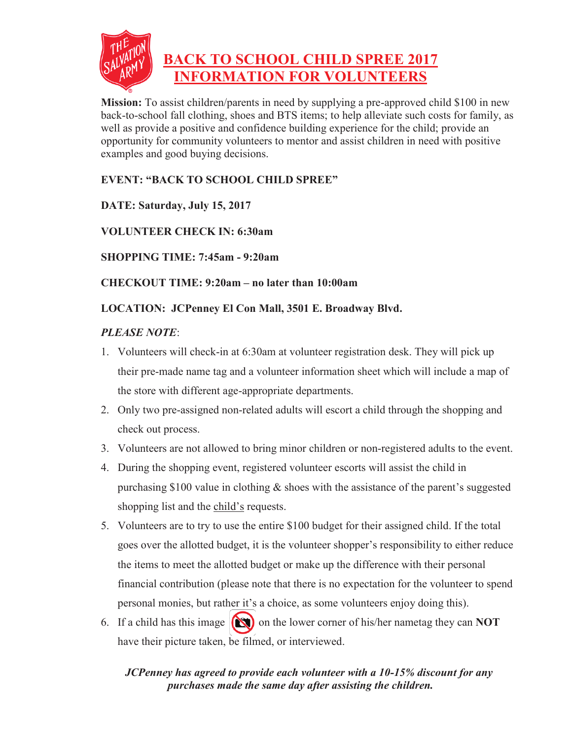# BACK TO SCHOOL CHILD SPREE 2017
# INFORMATION FOR VOLUNTEERS

**Mission:** To assist children/parents in need by supplying a pre-approved child $100 in new back-to-school fall clothing, shoes and BTS items; to help alleviate such costs for family, as well as provide a positive and confidence building experience for the child; provide an opportunity for community volunteers to mentor and assist children in need with positive examples and good buying decisions.

**EVENT: "BACK TO SCHOOL CHILD SPREE"**

**DATE: Saturday, July 15, 2017**

**VOLUNTEER CHECK IN: 6:30am**

**SHOPPING TIME: 7:45am - 9:20am**

**CHECKOUT TIME: 9:20am – no later than 10:00am**

**LOCATION: JCPenney El Con Mall, 3501 E. Broadway Blvd.**

*PLEASE NOTE*:

1. Volunteers will check-in at 6:30am at volunteer registration desk. They will pick up their pre-made name tag and a volunteer information sheet which will include a map of the store with different age-appropriate departments.
2. Only two pre-assigned non-related adults will escort a child through the shopping and check out process.
3. Volunteers are not allowed to bring minor children or non-registered adults to the event.
4. During the shopping event, registered volunteer escorts will assist the child in purchasing $100 value in clothing & shoes with the assistance of the parent's suggested shopping list and the <u>child's</u> requests.
5. Volunteers are to try to use the entire $100 budget for their assigned child. If the total goes over the allotted budget, it is the volunteer shopper's responsibility to either reduce the items to meet the allotted budget or make up the difference with their personal financial contribution (please note that there is no expectation for the volunteer to spend personal monies, but rather it's a choice, as some volunteers enjoy doing this).
6. If a child has this image on the lower corner of his/her nametag they can **NOT** have their picture taken, be filmed, or interviewed.

***JCPenney has agreed to provide each volunteer with a 10-15% discount for any purchases made the same day after assisting the children.***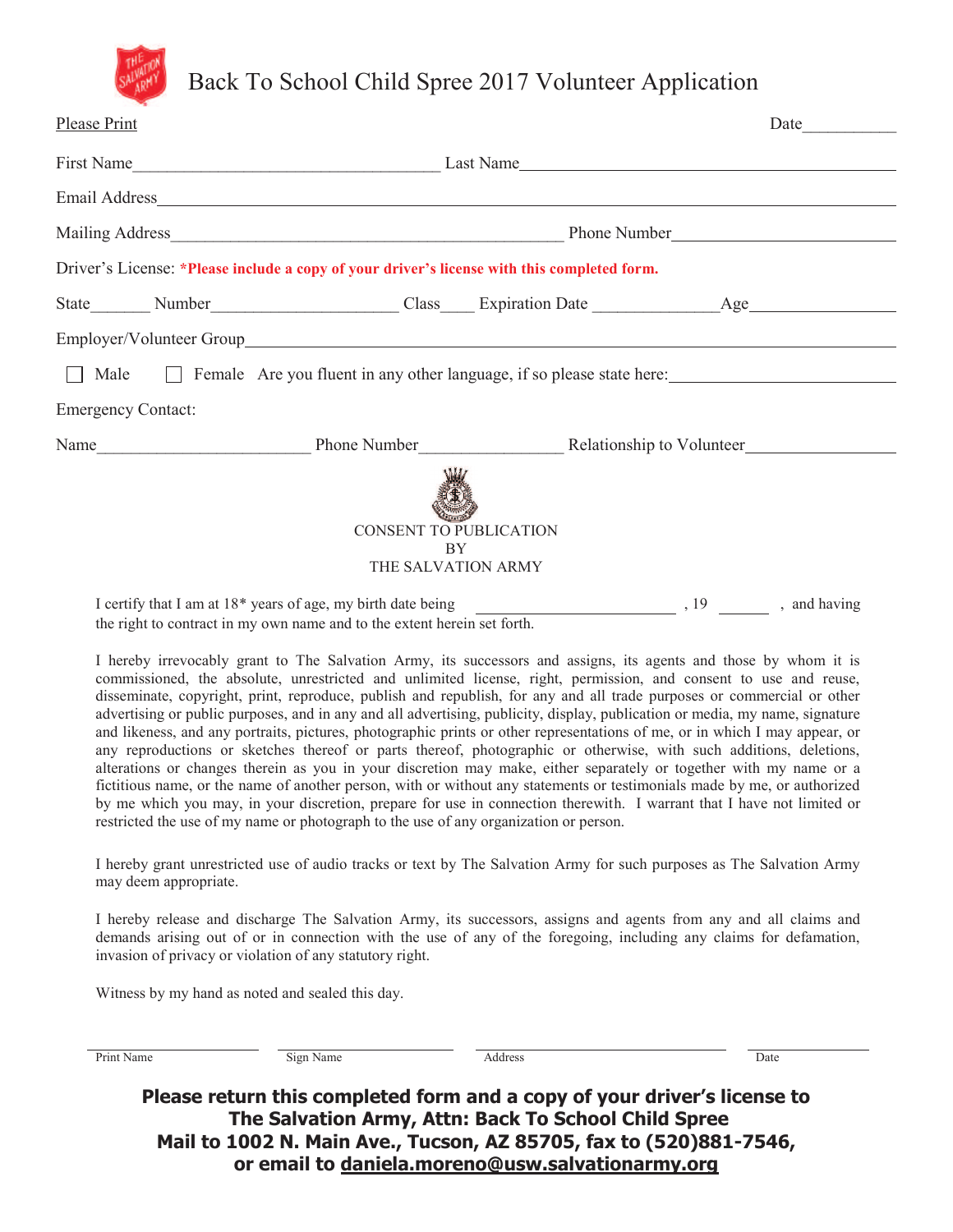# Back To School Child Spree 2017 Volunteer Application

Please Print                                                                                    Date___________

First Name___________________________________ Last Name____________________________________________

Email Address______________________________________________________________________________________

Mailing Address______________________________________________ Phone Number__________________________

Driver's License: **\*Please include a copy of your driver's license with this completed form.**

State_______ Number_____________________ Class____ Expiration Date ______________Age_________________

Employer/Volunteer Group_____________________________________________________________________________

☐ Male   ☐ Female   Are you fluent in any other language, if so please state here:________________________

Emergency Contact:

Name________________________ Phone Number________________ Relationship to Volunteer_________________

CONSENT TO PUBLICATION
BY
THE SALVATION ARMY

I certify that I am at 18* years of age, my birth date being ______________________, 19 ______, and having the right to contract in my own name and to the extent herein set forth.

I hereby irrevocably grant to The Salvation Army, its successors and assigns, its agents and those by whom it is commissioned, the absolute, unrestricted and unlimited license, right, permission, and consent to use and reuse, disseminate, copyright, print, reproduce, publish and republish, for any and all trade purposes or commercial or other advertising or public purposes, and in any and all advertising, publicity, display, publication or media, my name, signature and likeness, and any portraits, pictures, photographic prints or other representations of me, or in which I may appear, or any reproductions or sketches thereof or parts thereof, photographic or otherwise, with such additions, deletions, alterations or changes therein as you in your discretion may make, either separately or together with my name or a fictitious name, or the name of another person, with or without any statements or testimonials made by me, or authorized by me which you may, in your discretion, prepare for use in connection therewith. I warrant that I have not limited or restricted the use of my name or photograph to the use of any organization or person.

I hereby grant unrestricted use of audio tracks or text by The Salvation Army for such purposes as The Salvation Army may deem appropriate.

I hereby release and discharge The Salvation Army, its successors, assigns and agents from any and all claims and demands arising out of or in connection with the use of any of the foregoing, including any claims for defamation, invasion of privacy or violation of any statutory right.

Witness by my hand as noted and sealed this day.

| ________________ | ________________ | ________________ | ________________ |
|---|---|---|---|
| Print Name | Sign Name | Address | Date |

**Please return this completed form and a copy of your driver's license to**
**The Salvation Army, Attn: Back To School Child Spree**
**Mail to 1002 N. Main Ave., Tucson, AZ 85705, fax to (520)881-7546,**
**or email to daniela.moreno@usw.salvationarmy.org**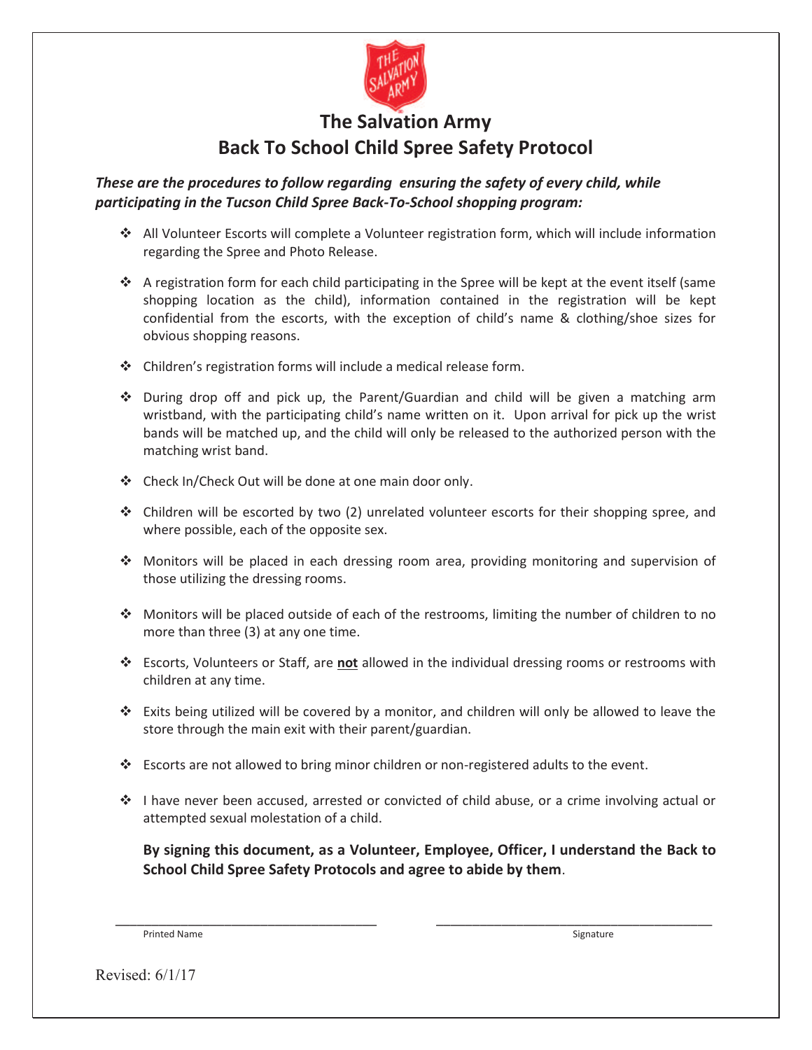# The Salvation Army
## Back To School Child Spree Safety Protocol

***These are the procedures to follow regarding ensuring the safety of every child, while participating in the Tucson Child Spree Back-To-School shopping program:***

- All Volunteer Escorts will complete a Volunteer registration form, which will include information regarding the Spree and Photo Release.
- A registration form for each child participating in the Spree will be kept at the event itself (same shopping location as the child), information contained in the registration will be kept confidential from the escorts, with the exception of child's name & clothing/shoe sizes for obvious shopping reasons.
- Children's registration forms will include a medical release form.
- During drop off and pick up, the Parent/Guardian and child will be given a matching arm wristband, with the participating child's name written on it. Upon arrival for pick up the wrist bands will be matched up, and the child will only be released to the authorized person with the matching wrist band.
- Check In/Check Out will be done at one main door only.
- Children will be escorted by two (2) unrelated volunteer escorts for their shopping spree, and where possible, each of the opposite sex.
- Monitors will be placed in each dressing room area, providing monitoring and supervision of those utilizing the dressing rooms.
- Monitors will be placed outside of each of the restrooms, limiting the number of children to no more than three (3) at any one time.
- Escorts, Volunteers or Staff, are **not** allowed in the individual dressing rooms or restrooms with children at any time.
- Exits being utilized will be covered by a monitor, and children will only be allowed to leave the store through the main exit with their parent/guardian.
- Escorts are not allowed to bring minor children or non-registered adults to the event.
- I have never been accused, arrested or convicted of child abuse, or a crime involving actual or attempted sexual molestation of a child.

**By signing this document, as a Volunteer, Employee, Officer, I understand the Back to School Child Spree Safety Protocols and agree to abide by them**.

_____________________________________ Printed Name

_____________________________________ Signature

Revised: 6/1/17